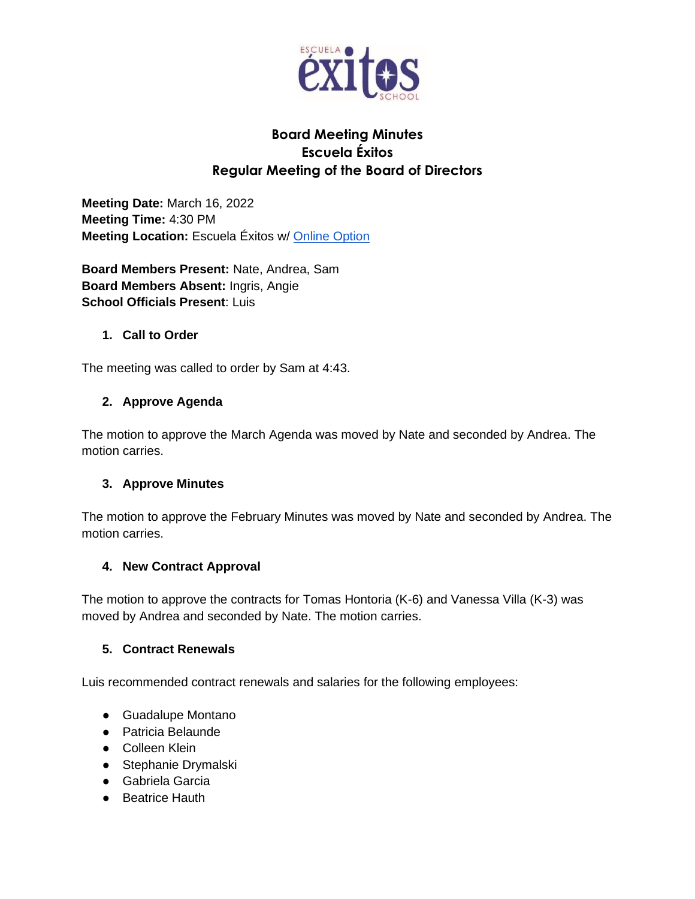# Board Meeting Minutes
## Escuela Éxitos
## Regular Meeting of the Board of Directors

**Meeting Date:** March 16, 2022
**Meeting Time:** 4:30 PM
**Meeting Location:** Escuela Éxitos w/ Online Option

**Board Members Present:** Nate, Andrea, Sam
**Board Members Absent:** Ingris, Angie
**School Officials Present**: Luis

### 1. Call to Order

The meeting was called to order by Sam at 4:43.

### 2. Approve Agenda

The motion to approve the March Agenda was moved by Nate and seconded by Andrea. The motion carries.

### 3. Approve Minutes

The motion to approve the February Minutes was moved by Nate and seconded by Andrea. The motion carries.

### 4. New Contract Approval

The motion to approve the contracts for Tomas Hontoria (K-6) and Vanessa Villa (K-3) was moved by Andrea and seconded by Nate. The motion carries.

### 5. Contract Renewals

Luis recommended contract renewals and salaries for the following employees:

- Guadalupe Montano
- Patricia Belaunde
- Colleen Klein
- Stephanie Drymalski
- Gabriela Garcia
- Beatrice Hauth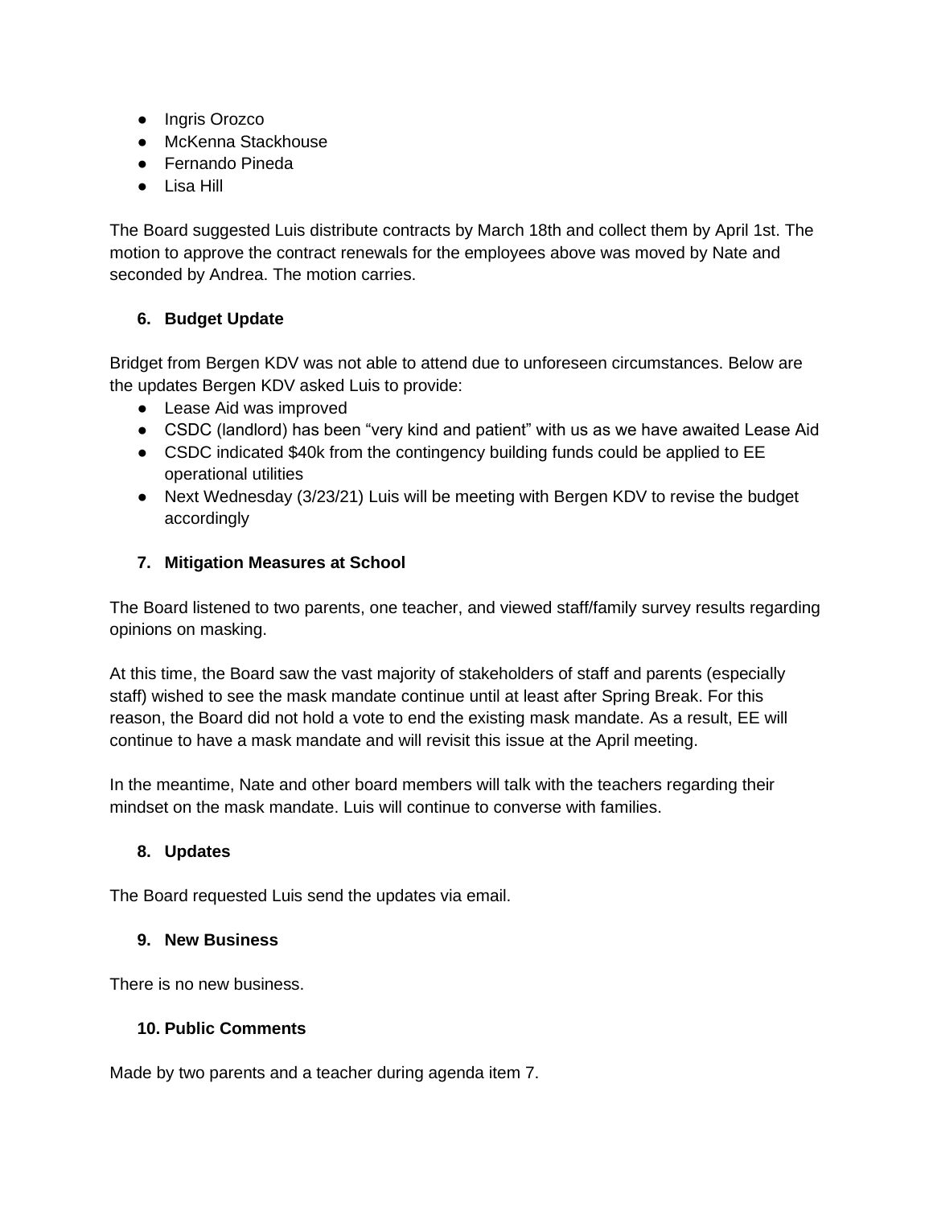- Ingris Orozco
- McKenna Stackhouse
- Fernando Pineda
- Lisa Hill

The Board suggested Luis distribute contracts by March 18th and collect them by April 1st. The motion to approve the contract renewals for the employees above was moved by Nate and seconded by Andrea. The motion carries.

6. **Budget Update**

Bridget from Bergen KDV was not able to attend due to unforeseen circumstances. Below are the updates Bergen KDV asked Luis to provide:

- Lease Aid was improved
- CSDC (landlord) has been "very kind and patient" with us as we have awaited Lease Aid
- CSDC indicated $40k from the contingency building funds could be applied to EE operational utilities
- Next Wednesday (3/23/21) Luis will be meeting with Bergen KDV to revise the budget accordingly

7. **Mitigation Measures at School**

The Board listened to two parents, one teacher, and viewed staff/family survey results regarding opinions on masking.

At this time, the Board saw the vast majority of stakeholders of staff and parents (especially staff) wished to see the mask mandate continue until at least after Spring Break. For this reason, the Board did not hold a vote to end the existing mask mandate. As a result, EE will continue to have a mask mandate and will revisit this issue at the April meeting.

In the meantime, Nate and other board members will talk with the teachers regarding their mindset on the mask mandate. Luis will continue to converse with families.

8. **Updates**

The Board requested Luis send the updates via email.

9. **New Business**

There is no new business.

10. **Public Comments**

Made by two parents and a teacher during agenda item 7.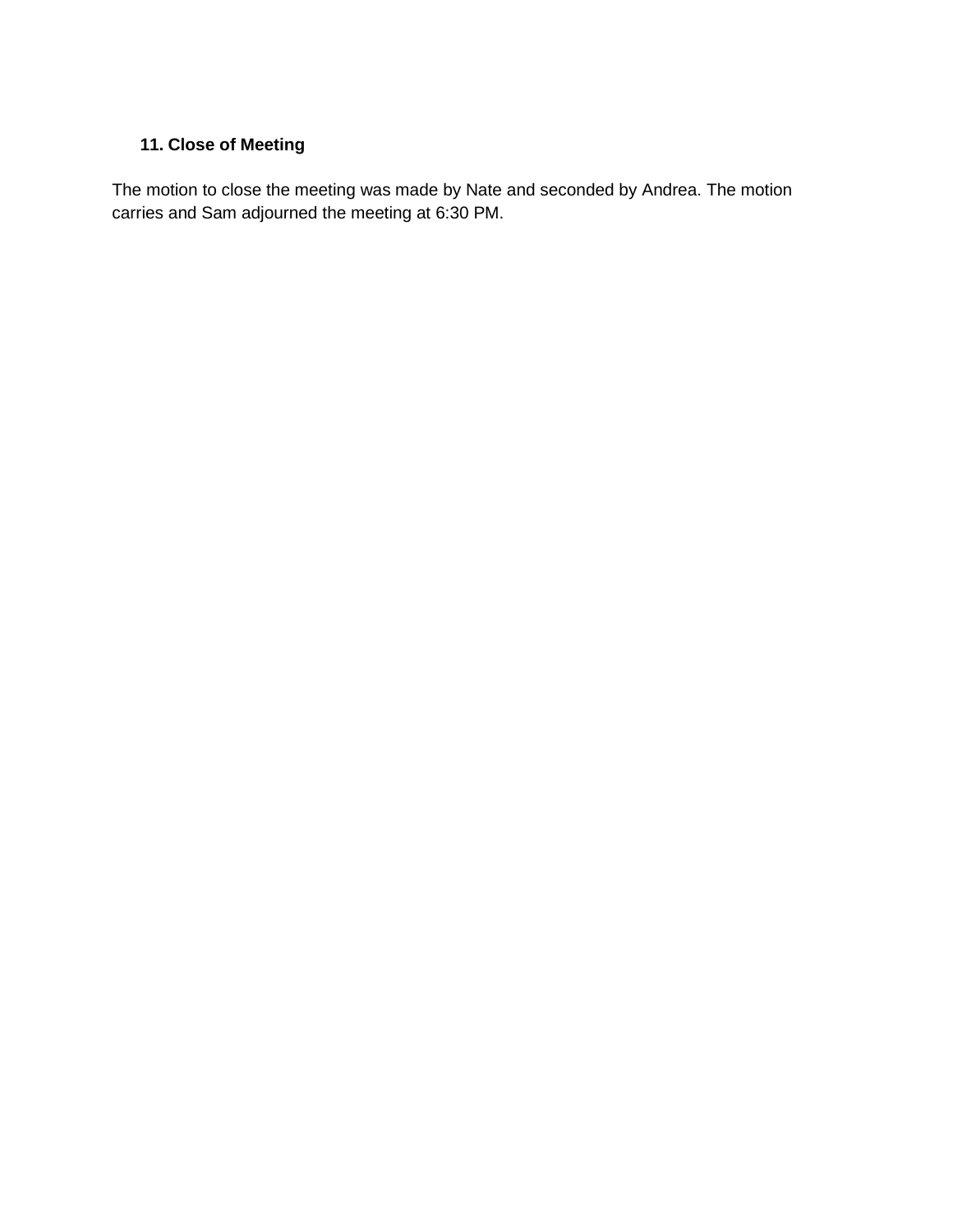**11. Close of Meeting**

The motion to close the meeting was made by Nate and seconded by Andrea. The motion carries and Sam adjourned the meeting at 6:30 PM.